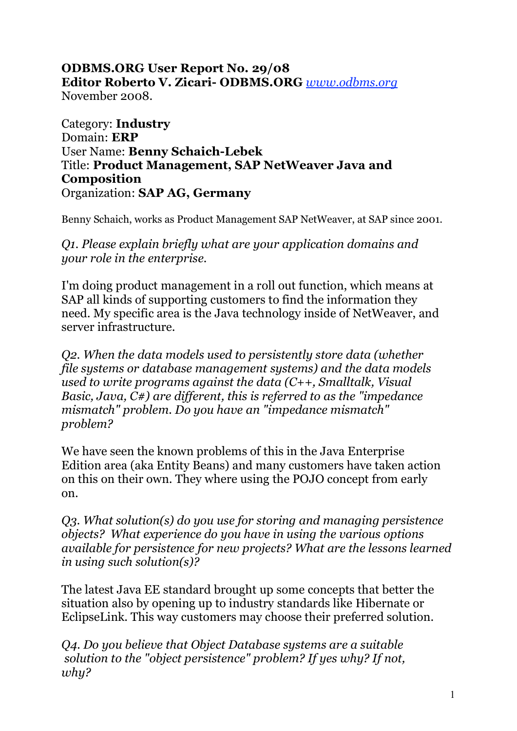**ODBMS.ORG User Report No. 29/08**
**Editor Roberto V. Zicari- ODBMS.ORG** [www.odbms.org](http://www.odbms.org)
November 2008.

Category: **Industry**
Domain: **ERP**
User Name: **Benny Schaich-Lebek**
Title: **Product Management, SAP NetWeaver Java and Composition**
Organization: **SAP AG, Germany**

Benny Schaich, works as Product Management SAP NetWeaver, at SAP since 2001.

*Q1. Please explain briefly what are your application domains and your role in the enterprise.*

I'm doing product management in a roll out function, which means at SAP all kinds of supporting customers to find the information they need. My specific area is the Java technology inside of NetWeaver, and server infrastructure.

*Q2. When the data models used to persistently store data (whether file systems or database management systems) and the data models used to write programs against the data (C++, Smalltalk, Visual Basic, Java, C#) are different, this is referred to as the "impedance mismatch" problem. Do you have an "impedance mismatch" problem?*

We have seen the known problems of this in the Java Enterprise Edition area (aka Entity Beans) and many customers have taken action on this on their own. They where using the POJO concept from early on.

*Q3. What solution(s) do you use for storing and managing persistence objects? What experience do you have in using the various options available for persistence for new projects? What are the lessons learned in using such solution(s)?*

The latest Java EE standard brought up some concepts that better the situation also by opening up to industry standards like Hibernate or EclipseLink. This way customers may choose their preferred solution.

*Q4. Do you believe that Object Database systems are a suitable solution to the "object persistence" problem? If yes why? If not, why?*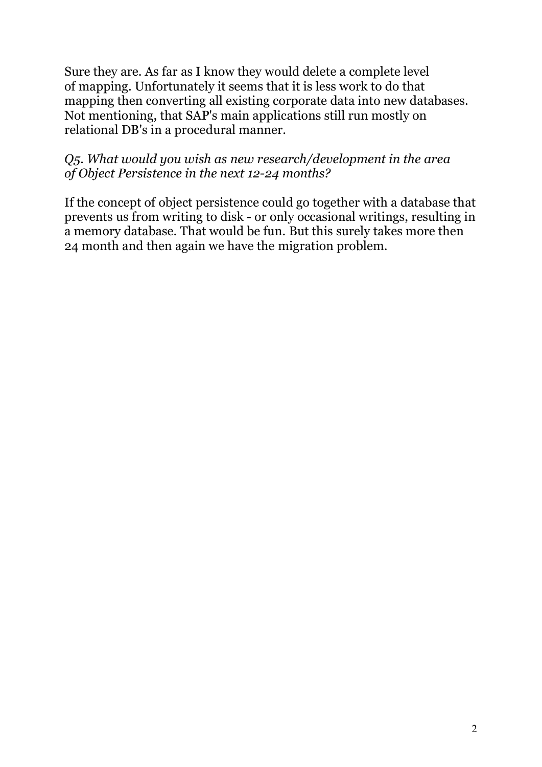Sure they are. As far as I know they would delete a complete level of mapping. Unfortunately it seems that it is less work to do that mapping then converting all existing corporate data into new databases. Not mentioning, that SAP's main applications still run mostly on relational DB's in a procedural manner.

*Q5. What would you wish as new research/development in the area of Object Persistence in the next 12-24 months?*

If the concept of object persistence could go together with a database that prevents us from writing to disk - or only occasional writings, resulting in a memory database. That would be fun. But this surely takes more then 24 month and then again we have the migration problem.